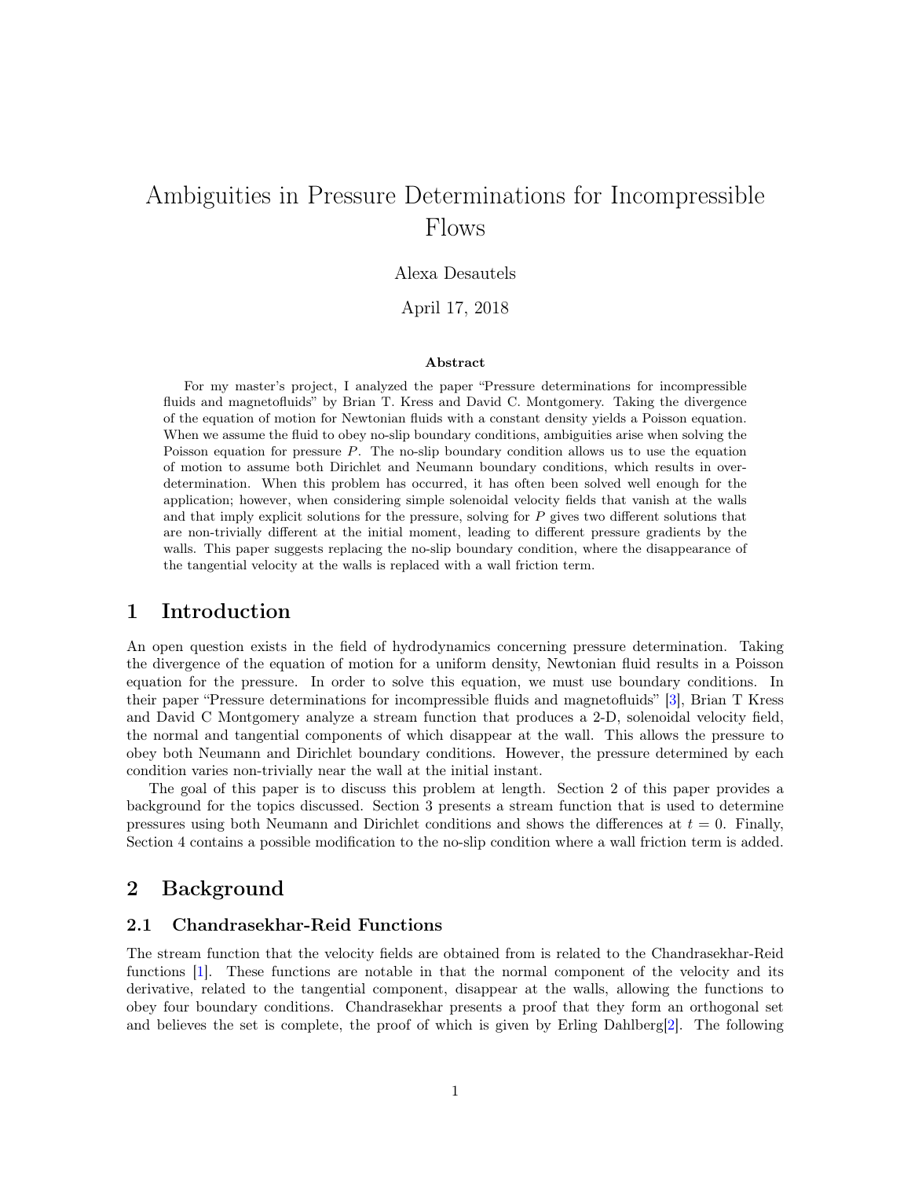# Ambiguities in Pressure Determinations for Incompressible Flows

Alexa Desautels

April 17, 2018

### Abstract

For my master's project, I analyzed the paper "Pressure determinations for incompressible fluids and magnetofluids" by Brian T. Kress and David C. Montgomery. Taking the divergence of the equation of motion for Newtonian fluids with a constant density yields a Poisson equation. When we assume the fluid to obey no-slip boundary conditions, ambiguities arise when solving the Poisson equation for pressure $P$. The no-slip boundary condition allows us to use the equation of motion to assume both Dirichlet and Neumann boundary conditions, which results in over-determination. When this problem has occurred, it has often been solved well enough for the application; however, when considering simple solenoidal velocity fields that vanish at the walls and that imply explicit solutions for the pressure, solving for $P$ gives two different solutions that are non-trivially different at the initial moment, leading to different pressure gradients by the walls. This paper suggests replacing the no-slip boundary condition, where the disappearance of the tangential velocity at the walls is replaced with a wall friction term.

## 1 Introduction

An open question exists in the field of hydrodynamics concerning pressure determination. Taking the divergence of the equation of motion for a uniform density, Newtonian fluid results in a Poisson equation for the pressure. In order to solve this equation, we must use boundary conditions. In their paper "Pressure determinations for incompressible fluids and magnetofluids" [3], Brian T Kress and David C Montgomery analyze a stream function that produces a 2-D, solenoidal velocity field, the normal and tangential components of which disappear at the wall. This allows the pressure to obey both Neumann and Dirichlet boundary conditions. However, the pressure determined by each condition varies non-trivially near the wall at the initial instant.

The goal of this paper is to discuss this problem at length. Section 2 of this paper provides a background for the topics discussed. Section 3 presents a stream function that is used to determine pressures using both Neumann and Dirichlet conditions and shows the differences at $t = 0$. Finally, Section 4 contains a possible modification to the no-slip condition where a wall friction term is added.

## 2 Background

### 2.1 Chandrasekhar-Reid Functions

The stream function that the velocity fields are obtained from is related to the Chandrasekhar-Reid functions [1]. These functions are notable in that the normal component of the velocity and its derivative, related to the tangential component, disappear at the walls, allowing the functions to obey four boundary conditions. Chandrasekhar presents a proof that they form an orthogonal set and believes the set is complete, the proof of which is given by Erling Dahlberg[2]. The following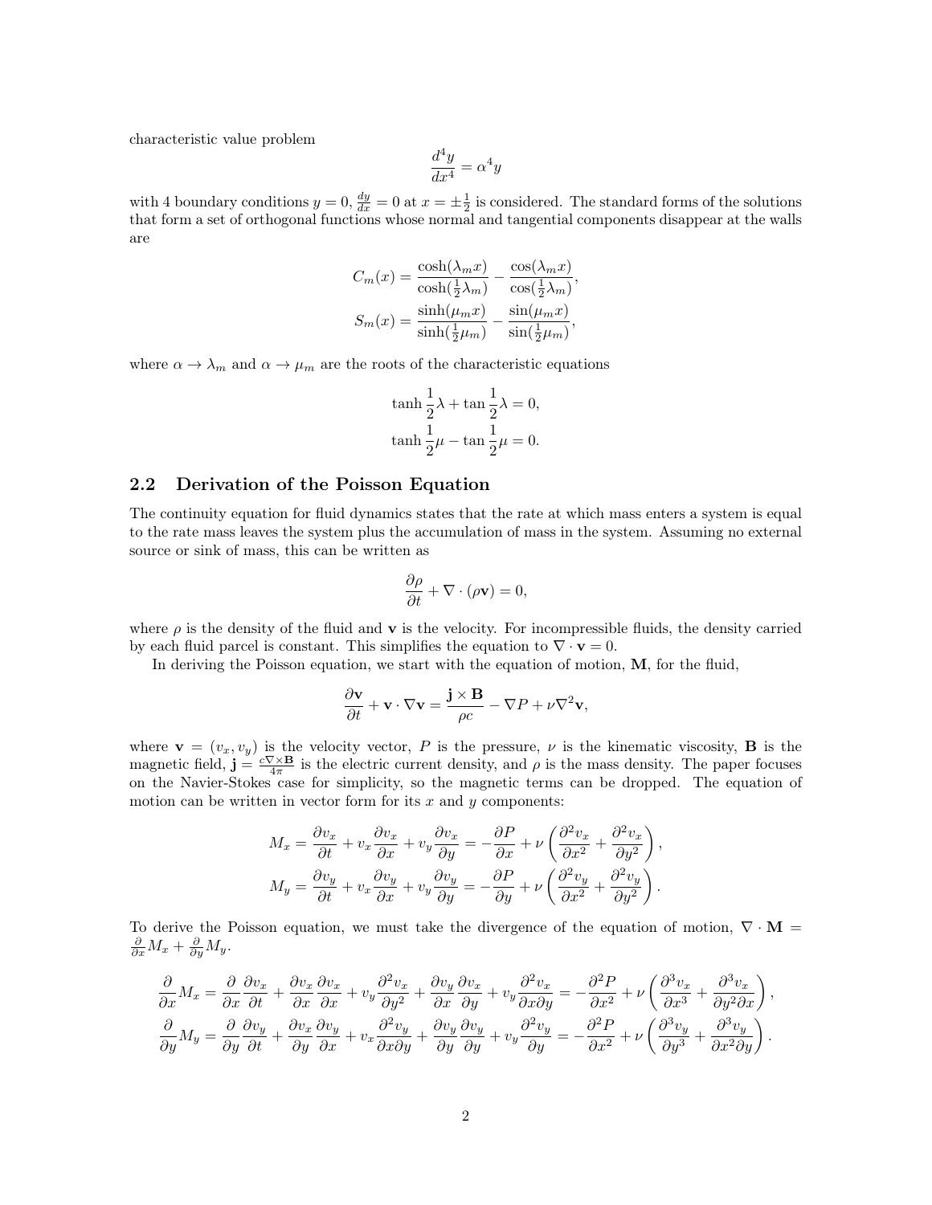characteristic value problem

$$\frac{d^4y}{dx^4} = \alpha^4 y$$

with 4 boundary conditions $y = 0$, $\frac{dy}{dx} = 0$ at $x = \pm\frac{1}{2}$ is considered. The standard forms of the solutions that form a set of orthogonal functions whose normal and tangential components disappear at the walls are

$$C_m(x) = \frac{\cosh(\lambda_m x)}{\cosh(\frac{1}{2}\lambda_m)} - \frac{\cos(\lambda_m x)}{\cos(\frac{1}{2}\lambda_m)},$$

$$S_m(x) = \frac{\sinh(\mu_m x)}{\sinh(\frac{1}{2}\mu_m)} - \frac{\sin(\mu_m x)}{\sin(\frac{1}{2}\mu_m)},$$

where $\alpha \to \lambda_m$ and $\alpha \to \mu_m$ are the roots of the characteristic equations

$$\tanh\frac{1}{2}\lambda + \tan\frac{1}{2}\lambda = 0,$$

$$\tanh\frac{1}{2}\mu - \tan\frac{1}{2}\mu = 0.$$

## 2.2 Derivation of the Poisson Equation

The continuity equation for fluid dynamics states that the rate at which mass enters a system is equal to the rate mass leaves the system plus the accumulation of mass in the system. Assuming no external source or sink of mass, this can be written as

$$\frac{\partial \rho}{\partial t} + \nabla \cdot (\rho \mathbf{v}) = 0,$$

where $\rho$ is the density of the fluid and $\mathbf{v}$ is the velocity. For incompressible fluids, the density carried by each fluid parcel is constant. This simplifies the equation to $\nabla \cdot \mathbf{v} = 0$.

In deriving the Poisson equation, we start with the equation of motion, $\mathbf{M}$, for the fluid,

$$\frac{\partial \mathbf{v}}{\partial t} + \mathbf{v} \cdot \nabla \mathbf{v} = \frac{\mathbf{j} \times \mathbf{B}}{\rho c} - \nabla P + \nu \nabla^2 \mathbf{v},$$

where $\mathbf{v} = (v_x, v_y)$ is the velocity vector, $P$ is the pressure, $\nu$ is the kinematic viscosity, $\mathbf{B}$ is the magnetic field, $\mathbf{j} = \frac{c\nabla \times \mathbf{B}}{4\pi}$ is the electric current density, and $\rho$ is the mass density. The paper focuses on the Navier-Stokes case for simplicity, so the magnetic terms can be dropped. The equation of motion can be written in vector form for its $x$ and $y$ components:

$$M_x = \frac{\partial v_x}{\partial t} + v_x \frac{\partial v_x}{\partial x} + v_y \frac{\partial v_x}{\partial y} = -\frac{\partial P}{\partial x} + \nu \left( \frac{\partial^2 v_x}{\partial x^2} + \frac{\partial^2 v_x}{\partial y^2} \right),$$

$$M_y = \frac{\partial v_y}{\partial t} + v_x \frac{\partial v_y}{\partial x} + v_y \frac{\partial v_y}{\partial y} = -\frac{\partial P}{\partial y} + \nu \left( \frac{\partial^2 v_y}{\partial x^2} + \frac{\partial^2 v_y}{\partial y^2} \right).$$

To derive the Poisson equation, we must take the divergence of the equation of motion, $\nabla \cdot \mathbf{M} = \frac{\partial}{\partial x} M_x + \frac{\partial}{\partial y} M_y$.

$$\frac{\partial}{\partial x} M_x = \frac{\partial}{\partial x}\frac{\partial v_x}{\partial t} + \frac{\partial v_x}{\partial x}\frac{\partial v_x}{\partial x} + v_y \frac{\partial^2 v_x}{\partial y^2} + \frac{\partial v_y}{\partial x}\frac{\partial v_x}{\partial y} + v_y \frac{\partial^2 v_x}{\partial x \partial y} = -\frac{\partial^2 P}{\partial x^2} + \nu \left( \frac{\partial^3 v_x}{\partial x^3} + \frac{\partial^3 v_x}{\partial y^2 \partial x} \right),$$

$$\frac{\partial}{\partial y} M_y = \frac{\partial}{\partial y}\frac{\partial v_y}{\partial t} + \frac{\partial v_x}{\partial y}\frac{\partial v_y}{\partial x} + v_x \frac{\partial^2 v_y}{\partial x \partial y} + \frac{\partial v_y}{\partial y}\frac{\partial v_y}{\partial y} + v_y \frac{\partial^2 v_y}{\partial y} = -\frac{\partial^2 P}{\partial x^2} + \nu \left( \frac{\partial^3 v_y}{\partial y^3} + \frac{\partial^3 v_y}{\partial x^2 \partial y} \right).$$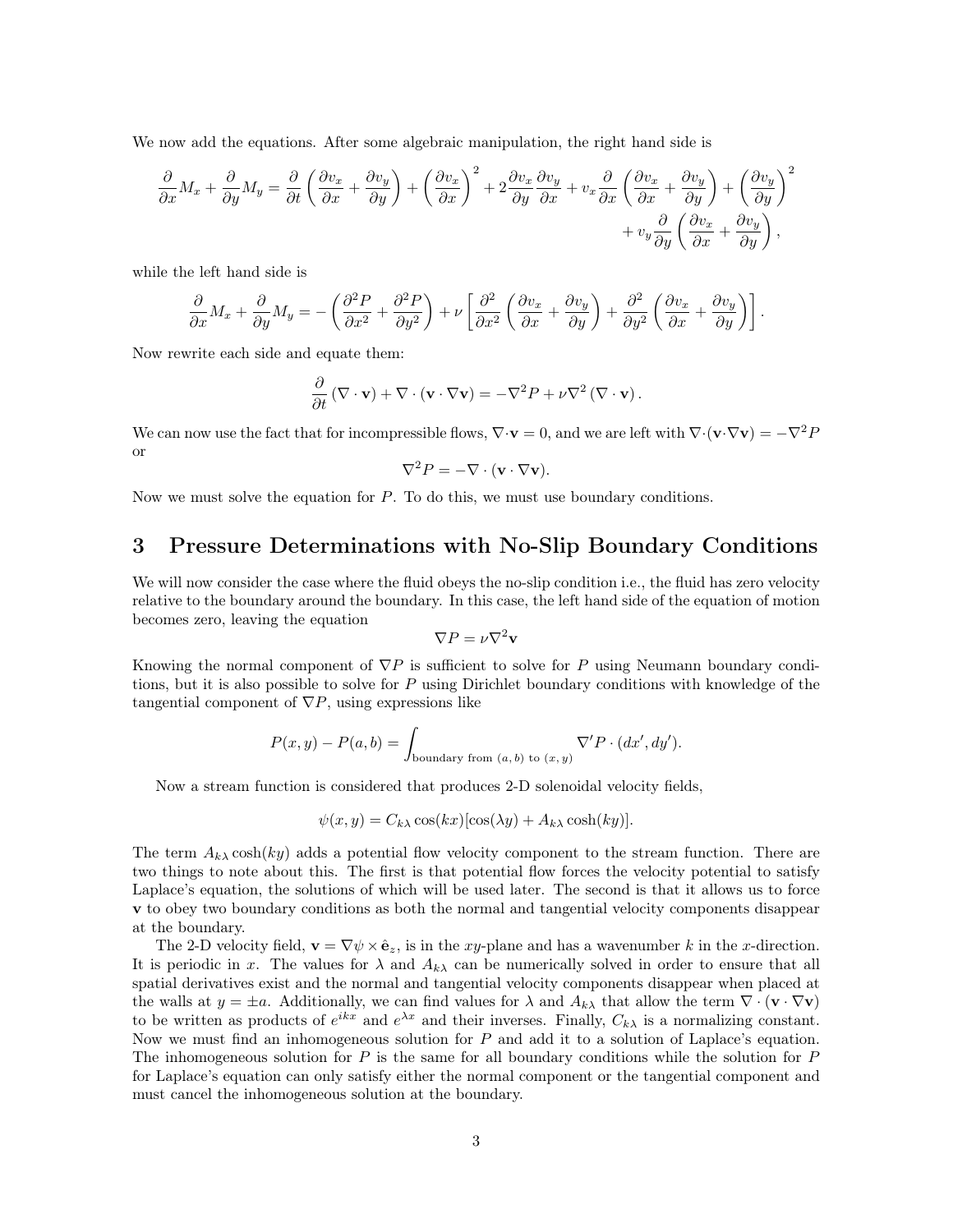We now add the equations. After some algebraic manipulation, the right hand side is

$$\frac{\partial}{\partial x}M_x + \frac{\partial}{\partial y}M_y = \frac{\partial}{\partial t}\left(\frac{\partial v_x}{\partial x} + \frac{\partial v_y}{\partial y}\right) + \left(\frac{\partial v_x}{\partial x}\right)^2 + 2\frac{\partial v_x}{\partial y}\frac{\partial v_y}{\partial x} + v_x \frac{\partial}{\partial x}\left(\frac{\partial v_x}{\partial x} + \frac{\partial v_y}{\partial y}\right) + \left(\frac{\partial v_y}{\partial y}\right)^2 + v_y \frac{\partial}{\partial y}\left(\frac{\partial v_x}{\partial x} + \frac{\partial v_y}{\partial y}\right),$$

while the left hand side is

$$\frac{\partial}{\partial x}M_x + \frac{\partial}{\partial y}M_y = -\left(\frac{\partial^2 P}{\partial x^2} + \frac{\partial^2 P}{\partial y^2}\right) + \nu\left[\frac{\partial^2}{\partial x^2}\left(\frac{\partial v_x}{\partial x} + \frac{\partial v_y}{\partial y}\right) + \frac{\partial^2}{\partial y^2}\left(\frac{\partial v_x}{\partial x} + \frac{\partial v_y}{\partial y}\right)\right].$$

Now rewrite each side and equate them:

$$\frac{\partial}{\partial t}(\nabla \cdot \mathbf{v}) + \nabla \cdot (\mathbf{v} \cdot \nabla \mathbf{v}) = -\nabla^2 P + \nu \nabla^2 (\nabla \cdot \mathbf{v}).$$

We can now use the fact that for incompressible flows, $\nabla \cdot \mathbf{v} = 0$, and we are left with $\nabla \cdot (\mathbf{v} \cdot \nabla \mathbf{v}) = -\nabla^2 P$ or

$$\nabla^2 P = -\nabla \cdot (\mathbf{v} \cdot \nabla \mathbf{v}).$$

Now we must solve the equation for $P$. To do this, we must use boundary conditions.

## 3 Pressure Determinations with No-Slip Boundary Conditions

We will now consider the case where the fluid obeys the no-slip condition i.e., the fluid has zero velocity relative to the boundary around the boundary. In this case, the left hand side of the equation of motion becomes zero, leaving the equation

$$\nabla P = \nu \nabla^2 \mathbf{v}$$

Knowing the normal component of $\nabla P$ is sufficient to solve for $P$ using Neumann boundary conditions, but it is also possible to solve for $P$ using Dirichlet boundary conditions with knowledge of the tangential component of $\nabla P$, using expressions like

$$P(x, y) - P(a, b) = \int_{\text{boundary from } (a,b) \text{ to } (x,y)} \nabla' P \cdot (dx', dy').$$

Now a stream function is considered that produces 2-D solenoidal velocity fields,

$$\psi(x, y) = C_{k\lambda} \cos(kx)[\cos(\lambda y) + A_{k\lambda} \cosh(ky)].$$

The term $A_{k\lambda} \cosh(ky)$ adds a potential flow velocity component to the stream function. There are two things to note about this. The first is that potential flow forces the velocity potential to satisfy Laplace's equation, the solutions of which will be used later. The second is that it allows us to force $\mathbf{v}$ to obey two boundary conditions as both the normal and tangential velocity components disappear at the boundary.

The 2-D velocity field, $\mathbf{v} = \nabla \psi \times \hat{\mathbf{e}}_z$, is in the $xy$-plane and has a wavenumber $k$ in the $x$-direction. It is periodic in $x$. The values for $\lambda$ and $A_{k\lambda}$ can be numerically solved in order to ensure that all spatial derivatives exist and the normal and tangential velocity components disappear when placed at the walls at $y = \pm a$. Additionally, we can find values for $\lambda$ and $A_{k\lambda}$ that allow the term $\nabla \cdot (\mathbf{v} \cdot \nabla \mathbf{v})$ to be written as products of $e^{ikx}$ and $e^{\lambda x}$ and their inverses. Finally, $C_{k\lambda}$ is a normalizing constant. Now we must find an inhomogeneous solution for $P$ and add it to a solution of Laplace's equation. The inhomogeneous solution for $P$ is the same for all boundary conditions while the solution for $P$ for Laplace's equation can only satisfy either the normal component or the tangential component and must cancel the inhomogeneous solution at the boundary.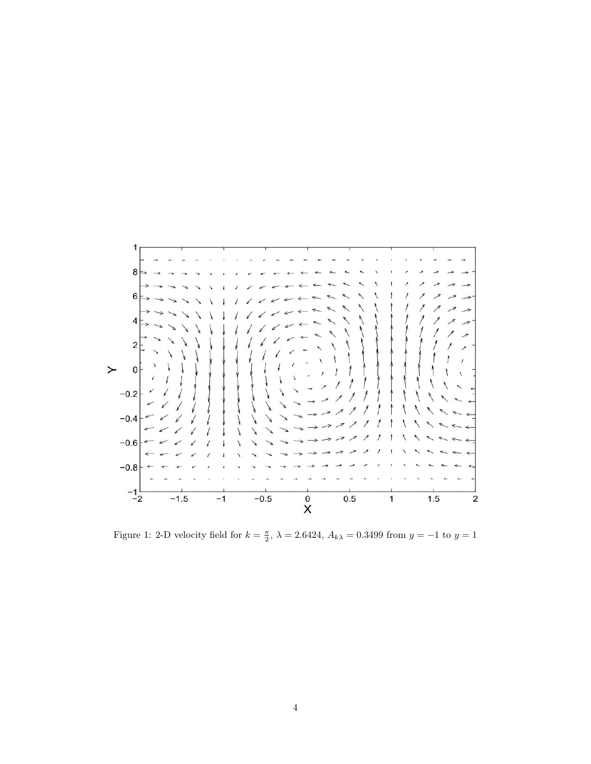Figure 1: 2-D velocity field for $k = \frac{\pi}{2}$, $\lambda = 2.6424$, $A_{k\lambda} = 0.3499$ from $y = -1$ to $y = 1$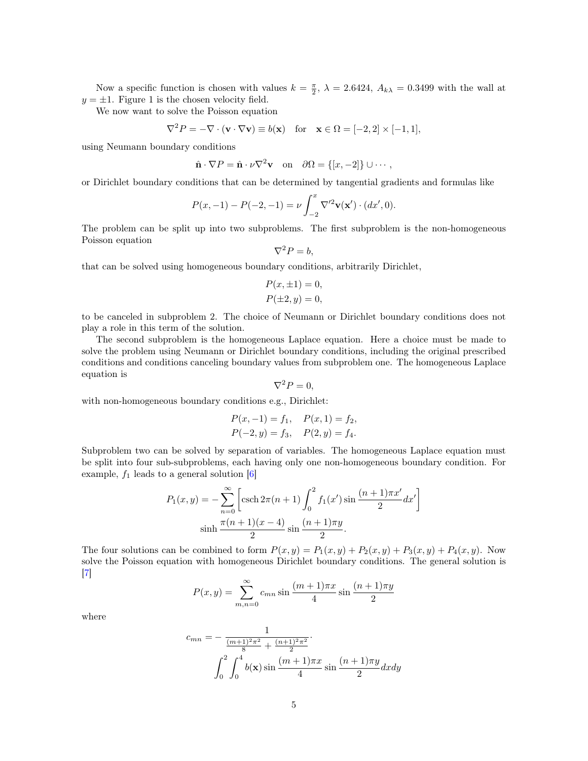Now a specific function is chosen with values $k = \frac{\pi}{2}$, $\lambda = 2.6424$, $A_{k\lambda} = 0.3499$ with the wall at $y = \pm 1$. Figure 1 is the chosen velocity field.

We now want to solve the Poisson equation

$$\nabla^2 P = -\nabla \cdot (\mathbf{v} \cdot \nabla \mathbf{v}) \equiv b(\mathbf{x}) \quad \text{for} \quad \mathbf{x} \in \Omega = [-2, 2] \times [-1, 1],$$

using Neumann boundary conditions

$$\hat{\mathbf{n}} \cdot \nabla P = \hat{\mathbf{n}} \cdot \nu \nabla^2 \mathbf{v} \quad \text{on} \quad \partial\Omega = \{[x, -2]\} \cup \cdots ,$$

or Dirichlet boundary conditions that can be determined by tangential gradients and formulas like

$$P(x, -1) - P(-2, -1) = \nu \int_{-2}^{x} \nabla'^2 \mathbf{v}(\mathbf{x}') \cdot (dx', 0).$$

The problem can be split up into two subproblems. The first subproblem is the non-homogeneous Poisson equation

$$\nabla^2 P = b,$$

that can be solved using homogeneous boundary conditions, arbitrarily Dirichlet,

$$P(x, \pm 1) = 0,$$
$$P(\pm 2, y) = 0,$$

to be canceled in subproblem 2. The choice of Neumann or Dirichlet boundary conditions does not play a role in this term of the solution.

The second subproblem is the homogeneous Laplace equation. Here a choice must be made to solve the problem using Neumann or Dirichlet boundary conditions, including the original prescribed conditions and conditions canceling boundary values from subproblem one. The homogeneous Laplace equation is

$$\nabla^2 P = 0,$$

with non-homogeneous boundary conditions e.g., Dirichlet:

$$P(x, -1) = f_1, \quad P(x, 1) = f_2,$$
$$P(-2, y) = f_3, \quad P(2, y) = f_4.$$

Subproblem two can be solved by separation of variables. The homogeneous Laplace equation must be split into four sub-subproblems, each having only one non-homogeneous boundary condition. For example, $f_1$ leads to a general solution [6]

$$P_1(x, y) = -\sum_{n=0}^{\infty} \left[ \operatorname{csch} 2\pi(n+1) \int_0^2 f_1(x') \sin \frac{(n+1)\pi x'}{2} dx' \right] \sinh \frac{\pi(n+1)(x-4)}{2} \sin \frac{(n+1)\pi y}{2}.$$

The four solutions can be combined to form $P(x, y) = P_1(x, y) + P_2(x, y) + P_3(x, y) + P_4(x, y)$. Now solve the Poisson equation with homogeneous Dirichlet boundary conditions. The general solution is [7]

$$P(x, y) = \sum_{m,n=0}^{\infty} c_{mn} \sin \frac{(m+1)\pi x}{4} \sin \frac{(n+1)\pi y}{2}$$

where

$$c_{mn} = -\frac{1}{\frac{(m+1)^2\pi^2}{8} + \frac{(n+1)^2\pi^2}{2}} \cdot \int_0^2 \int_0^4 b(\mathbf{x}) \sin \frac{(m+1)\pi x}{4} \sin \frac{(n+1)\pi y}{2} dx dy$$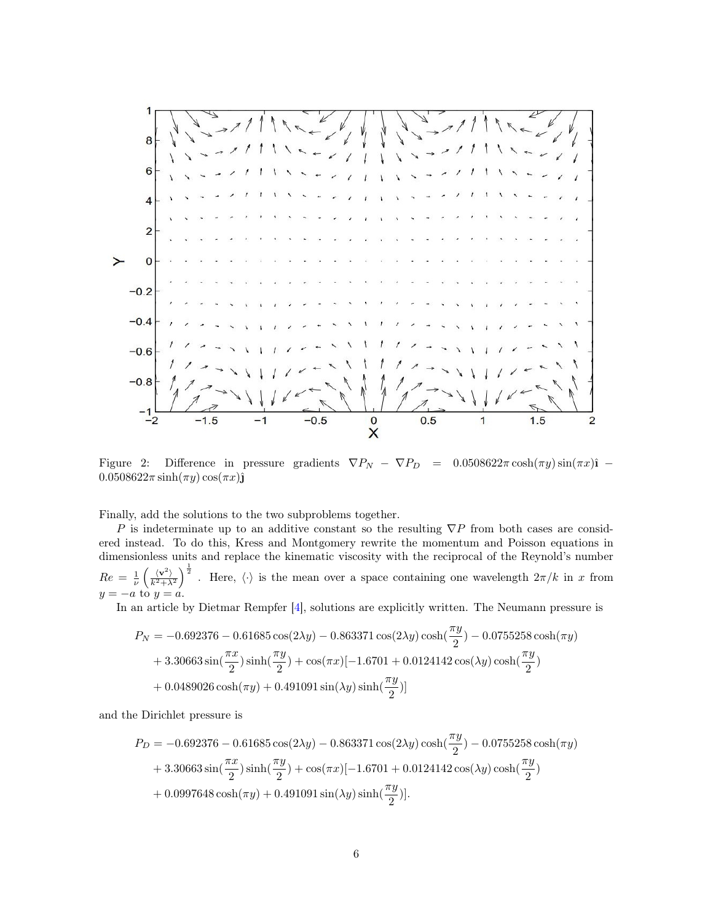Figure 2: Difference in pressure gradients $\nabla P_N - \nabla P_D = 0.0508622\pi\cosh(\pi y)\sin(\pi x)\hat{\mathbf{i}} - 0.0508622\pi\sinh(\pi y)\cos(\pi x)\hat{\mathbf{j}}$

Finally, add the solutions to the two subproblems together.

$P$ is indeterminate up to an additive constant so the resulting $\nabla P$ from both cases are considered instead. To do this, Kress and Montgomery rewrite the momentum and Poisson equations in dimensionless units and replace the kinematic viscosity with the reciprocal of the Reynold's number $Re = \frac{1}{\nu}\left(\frac{\langle \mathbf{v}^2 \rangle}{k^2+\lambda^2}\right)^{\frac{1}{2}}$. Here, $\langle\cdot\rangle$ is the mean over a space containing one wavelength $2\pi/k$ in $x$ from $y = -a$ to $y = a$.

In an article by Dietmar Rempfer [4], solutions are explicitly written. The Neumann pressure is

$$
\begin{aligned}
P_N = & -0.692376 - 0.61685\cos(2\lambda y) - 0.863371\cos(2\lambda y)\cosh(\frac{\pi y}{2}) - 0.0755258\cosh(\pi y) \\
& + 3.30663\sin(\frac{\pi x}{2})\sinh(\frac{\pi y}{2}) + \cos(\pi x)[-1.6701 + 0.0124142\cos(\lambda y)\cosh(\frac{\pi y}{2}) \\
& + 0.0489026\cosh(\pi y) + 0.491091\sin(\lambda y)\sinh(\frac{\pi y}{2})]
\end{aligned}
$$

and the Dirichlet pressure is

$$
\begin{aligned}
P_D = & -0.692376 - 0.61685\cos(2\lambda y) - 0.863371\cos(2\lambda y)\cosh(\frac{\pi y}{2}) - 0.0755258\cosh(\pi y) \\
& + 3.30663\sin(\frac{\pi x}{2})\sinh(\frac{\pi y}{2}) + \cos(\pi x)[-1.6701 + 0.0124142\cos(\lambda y)\cosh(\frac{\pi y}{2}) \\
& + 0.0997648\cosh(\pi y) + 0.491091\sin(\lambda y)\sinh(\frac{\pi y}{2})].
\end{aligned}
$$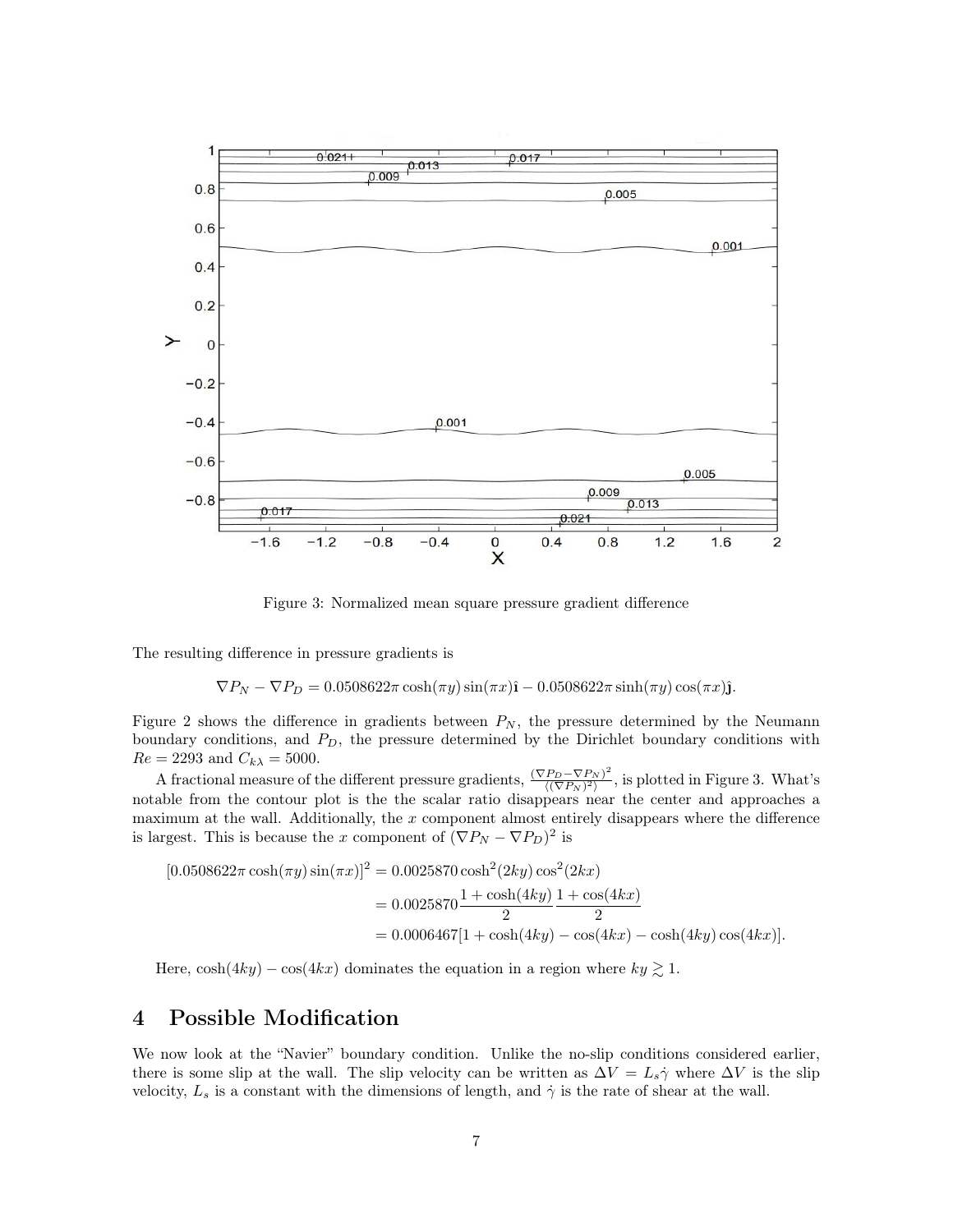Figure 3: Normalized mean square pressure gradient difference

The resulting difference in pressure gradients is

$$\nabla P_N - \nabla P_D = 0.0508622\pi \cosh(\pi y)\sin(\pi x)\hat{\mathbf{i}} - 0.0508622\pi \sinh(\pi y)\cos(\pi x)\hat{\mathbf{j}}.$$

Figure 2 shows the difference in gradients between $P_N$, the pressure determined by the Neumann boundary conditions, and $P_D$, the pressure determined by the Dirichlet boundary conditions with $Re = 2293$ and $C_{k\lambda} = 5000$.

A fractional measure of the different pressure gradients, $\frac{(\nabla P_D - \nabla P_N)^2}{\langle(\nabla P_N)^2\rangle}$, is plotted in Figure 3. What's notable from the contour plot is the the scalar ratio disappears near the center and approaches a maximum at the wall. Additionally, the $x$ component almost entirely disappears where the difference is largest. This is because the $x$ component of $(\nabla P_N - \nabla P_D)^2$ is

$$\begin{aligned}
[0.0508622\pi \cosh(\pi y)\sin(\pi x)]^2 &= 0.0025870 \cosh^2(2ky)\cos^2(2kx) \\
&= 0.0025870 \frac{1 + \cosh(4ky)}{2} \frac{1 + \cos(4kx)}{2} \\
&= 0.0006467[1 + \cosh(4ky) - \cos(4kx) - \cosh(4ky)\cos(4kx)].
\end{aligned}$$

Here, $\cosh(4ky) - \cos(4kx)$ dominates the equation in a region where $ky \gtrsim 1$.

# 4 Possible Modification

We now look at the "Navier" boundary condition. Unlike the no-slip conditions considered earlier, there is some slip at the wall. The slip velocity can be written as $\Delta V = L_s\dot{\gamma}$ where $\Delta V$ is the slip velocity, $L_s$ is a constant with the dimensions of length, and $\dot{\gamma}$ is the rate of shear at the wall.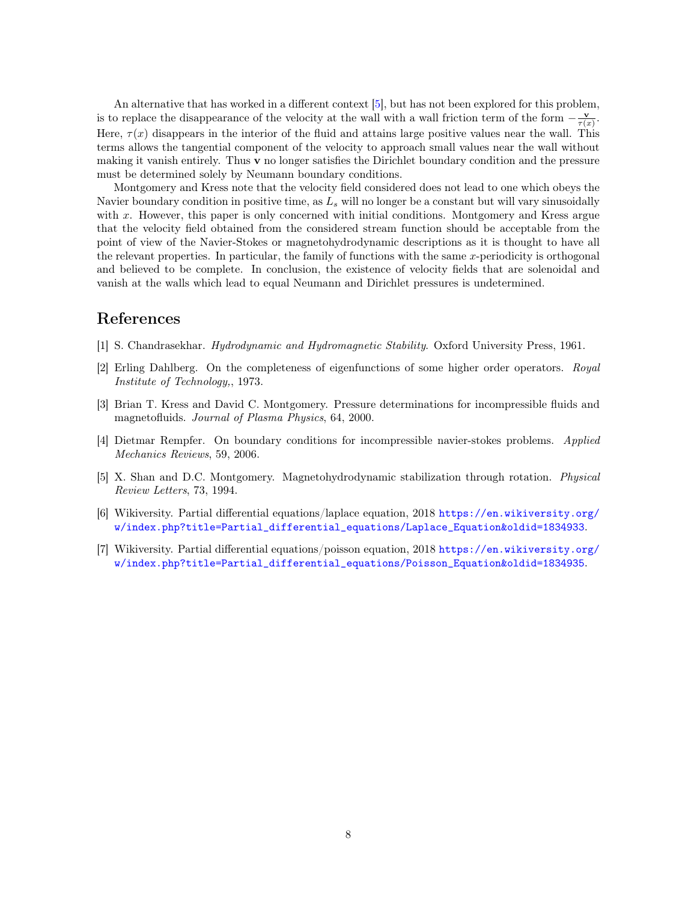An alternative that has worked in a different context [5], but has not been explored for this problem, is to replace the disappearance of the velocity at the wall with a wall friction term of the form $-\frac{\mathbf{v}}{\tau(x)}$. Here, $\tau(x)$ disappears in the interior of the fluid and attains large positive values near the wall. This terms allows the tangential component of the velocity to approach small values near the wall without making it vanish entirely. Thus $\mathbf{v}$ no longer satisfies the Dirichlet boundary condition and the pressure must be determined solely by Neumann boundary conditions.

Montgomery and Kress note that the velocity field considered does not lead to one which obeys the Navier boundary condition in positive time, as $L_s$ will no longer be a constant but will vary sinusoidally with $x$. However, this paper is only concerned with initial conditions. Montgomery and Kress argue that the velocity field obtained from the considered stream function should be acceptable from the point of view of the Navier-Stokes or magnetohydrodynamic descriptions as it is thought to have all the relevant properties. In particular, the family of functions with the same $x$-periodicity is orthogonal and believed to be complete. In conclusion, the existence of velocity fields that are solenoidal and vanish at the walls which lead to equal Neumann and Dirichlet pressures is undetermined.

# References

[1] S. Chandrasekhar. *Hydrodynamic and Hydromagnetic Stability*. Oxford University Press, 1961.

[2] Erling Dahlberg. On the completeness of eigenfunctions of some higher order operators. *Royal Institute of Technology,*, 1973.

[3] Brian T. Kress and David C. Montgomery. Pressure determinations for incompressible fluids and magnetofluids. *Journal of Plasma Physics*, 64, 2000.

[4] Dietmar Rempfer. On boundary conditions for incompressible navier-stokes problems. *Applied Mechanics Reviews*, 59, 2006.

[5] X. Shan and D.C. Montgomery. Magnetohydrodynamic stabilization through rotation. *Physical Review Letters*, 73, 1994.

[6] Wikiversity. Partial differential equations/laplace equation, 2018 https://en.wikiversity.org/w/index.php?title=Partial_differential_equations/Laplace_Equation&oldid=1834933.

[7] Wikiversity. Partial differential equations/poisson equation, 2018 https://en.wikiversity.org/w/index.php?title=Partial_differential_equations/Poisson_Equation&oldid=1834935.